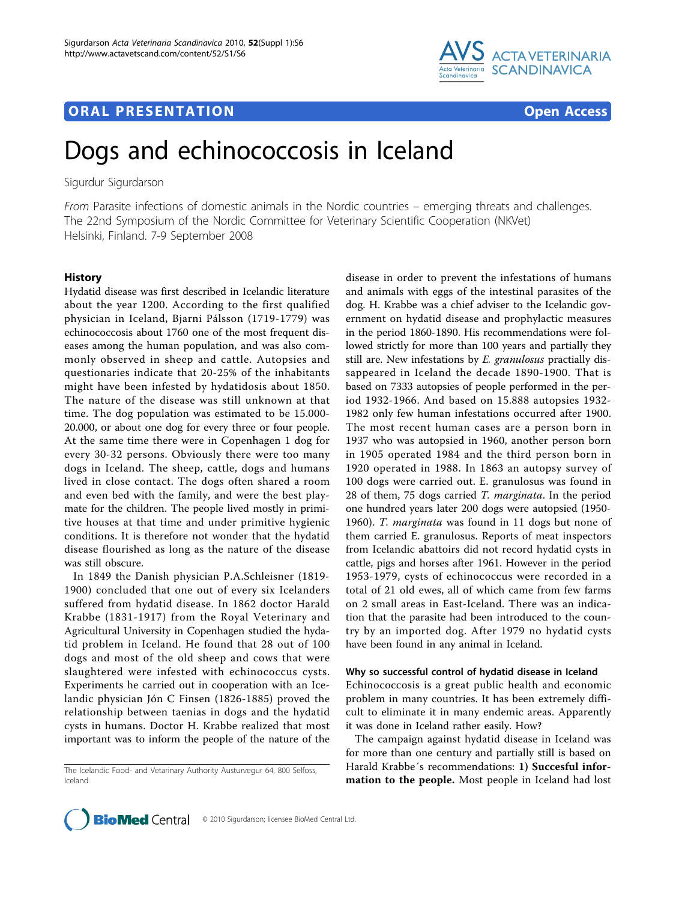ORAL PRESENTATION Open Access

# Dogs and echinococcosis in Iceland

Sigurdur Sigurdarson

*From* Parasite infections of domestic animals in the Nordic countries – emerging threats and challenges. The 22nd Symposium of the Nordic Committee for Veterinary Scientific Cooperation (NKVet) Helsinki, Finland. 7-9 September 2008

## History

Hydatid disease was first described in Icelandic literature about the year 1200. According to the first qualified physician in Iceland, Bjarni Pálsson (1719-1779) was echinococcosis about 1760 one of the most frequent diseases among the human population, and was also commonly observed in sheep and cattle. Autopsies and questionaries indicate that 20-25% of the inhabitants might have been infested by hydatidosis about 1850. The nature of the disease was still unknown at that time. The dog population was estimated to be 15.000-20.000, or about one dog for every three or four people. At the same time there were in Copenhagen 1 dog for every 30-32 persons. Obviously there were too many dogs in Iceland. The sheep, cattle, dogs and humans lived in close contact. The dogs often shared a room and even bed with the family, and were the best playmate for the children. The people lived mostly in primitive houses at that time and under primitive hygienic conditions. It is therefore not wonder that the hydatid disease flourished as long as the nature of the disease was still obscure.

In 1849 the Danish physician P.A.Schleisner (1819-1900) concluded that one out of every six Icelanders suffered from hydatid disease. In 1862 doctor Harald Krabbe (1831-1917) from the Royal Veterinary and Agricultural University in Copenhagen studied the hydatid problem in Iceland. He found that 28 out of 100 dogs and most of the old sheep and cows that were slaughtered were infested with echinococcus cysts. Experiments he carried out in cooperation with an Icelandic physician Jón C Finsen (1826-1885) proved the relationship between taenias in dogs and the hydatid cysts in humans. Doctor H. Krabbe realized that most important was to inform the people of the nature of the disease in order to prevent the infestations of humans and animals with eggs of the intestinal parasites of the dog. H. Krabbe was a chief adviser to the Icelandic government on hydatid disease and prophylactic measures in the period 1860-1890. His recommendations were followed strictly for more than 100 years and partially they still are. New infestations by *E. granulosus* practically disappeared in Iceland the decade 1890-1900. That is based on 7333 autopsies of people performed in the period 1932-1966. And based on 15.888 autopsies 1932-1982 only few human infestations occurred after 1900. The most recent human cases are a person born in 1937 who was autopsied in 1960, another person born in 1905 operated 1984 and the third person born in 1920 operated in 1988. In 1863 an autopsy survey of 100 dogs were carried out. E. granulosus was found in 28 of them, 75 dogs carried *T. marginata*. In the period one hundred years later 200 dogs were autopsied (1950-1960). *T. marginata* was found in 11 dogs but none of them carried E. granulosus. Reports of meat inspectors from Icelandic abattoirs did not record hydatid cysts in cattle, pigs and horses after 1961. However in the period 1953-1979, cysts of echinococcus were recorded in a total of 21 old ewes, all of which came from few farms on 2 small areas in East-Iceland. There was an indication that the parasite had been introduced to the country by an imported dog. After 1979 no hydatid cysts have been found in any animal in Iceland.

### Why so successful control of hydatid disease in Iceland

Echinococcosis is a great public health and economic problem in many countries. It has been extremely difficult to eliminate it in many endemic areas. Apparently it was done in Iceland rather easily. How?

The campaign against hydatid disease in Iceland was for more than one century and partially still is based on Harald Krabbe´s recommendations: **1) Succesful information to the people.** Most people in Iceland had lost

The Icelandic Food- and Vetarinary Authority Austurvegur 64, 800 Selfoss, Iceland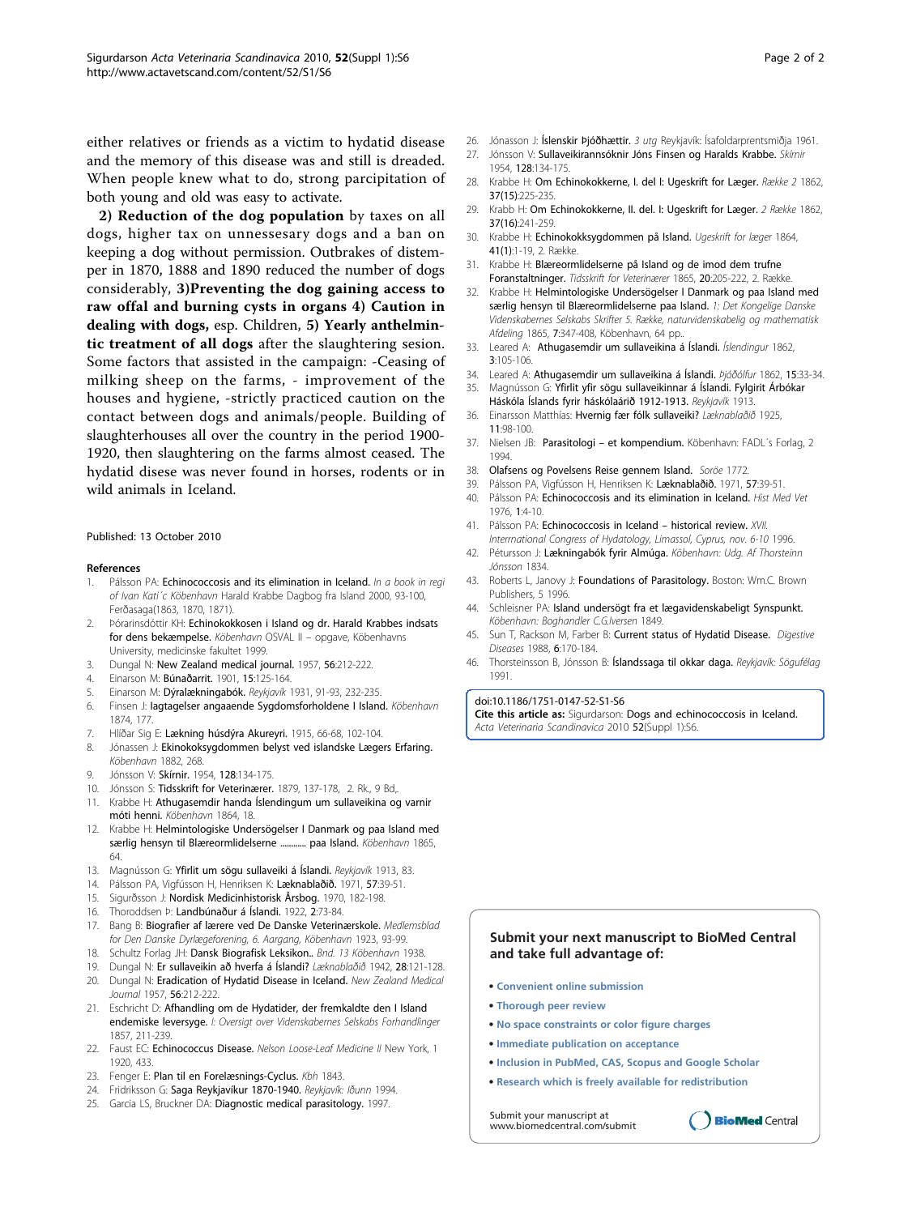either relatives or friends as a victim to hydatid disease and the memory of this disease was and still is dreaded. When people knew what to do, strong parcipitation of both young and old was easy to activate.

**2) Reduction of the dog population** by taxes on all dogs, higher tax on unnessesary dogs and a ban on keeping a dog without permission. Outbrakes of distemper in 1870, 1888 and 1890 reduced the number of dogs considerably, **3)Preventing the dog gaining access to raw offal and burning cysts in organs 4) Caution in dealing with dogs,** esp. Children, **5) Yearly anthelmintic treatment of all dogs** after the slaughtering sesion. Some factors that assisted in the campaign: -Ceasing of milking sheep on the farms, - improvement of the houses and hygiene, -strictly practiced caution on the contact between dogs and animals/people. Building of slaughterhouses all over the country in the period 1900-1920, then slaughtering on the farms almost ceased. The hydatid disese was never found in horses, rodents or in wild animals in Iceland.

Published: 13 October 2010

**References**

1. Pálsson PA: **Echinococcosis and its elimination in Iceland.** *In a book in regi of Ivan Kati´c København* Harald Krabbe Dagbog fra Island 2000, 93-100, Ferðasaga(1863, 1870, 1871).
2. Þórarinsdóttir KH: **Echinokokkosen i Island og dr. Harald Krabbes indsats for dens bekæmpelse.** *København* OSVAL II – opgave, Københavns University, medicinske fakultet 1999.
3. Dungal N: **New Zealand medical journal.** 1957, **56**:212-222.
4. Einarson M: **Búnaðarrit.** 1901, **15**:125-164.
5. Einarson M: **Dýralækningabók.** *Reykjavík* 1931, 91-93, 232-235.
6. Finsen J: **Iagtagelser angaaende Sygdomsforholdene I Island.** *København* 1874, 177.
7. Hliðar Sig E: **Lækning húsdýra Akureyri.** 1915, 66-68, 102-104.
8. Jónassen J: **Ekinokoksygdommen belyst ved islandske Lægers Erfaring.** *København* 1882, 268.
9. Jónsson V: **Skírnir.** 1954, **128**:134-175.
10. Jónsson S: **Tidsskrift for Veterinærer.** 1879, 137-178, 2. Rk., 9 Bd,.
11. Krabbe H: **Athugasemdir handa Íslendingum um sullaveikina og varnir móti henni.** *København* 1864, 18.
12. Krabbe H: **Helmintologiske Undersögelser I Danmark og paa Island med særlig hensyn til Blæreormlidelserne ........... paa Island.** *København* 1865, 64.
13. Magnússon G: **Yfirlit um sögu sullaveiki á Íslandi.** *Reykjavík* 1913, 83.
14. Pálsson PA, Vigfússon H, Henriksen K: **Læknablaðið.** 1971, **57**:39-51.
15. Sigurðsson J: **Nordisk Medicinhistorisk Årsbog.** 1970, 182-198.
16. Thoroddsen Þ: **Landbúnaður á Íslandi.** 1922, **2**:73-84.
17. Bang B: **Biografier af lærere ved De Danske Veterinærskole.** *Medlemsblad for Den Danske Dyrlægeforening, 6. Aargang, København* 1923, 93-99.
18. Schultz Forlag JH: **Dansk Biografisk Leksikon..** *Bnd. 13 København* 1938.
19. Dungal N: **Er sullaveikin að hverfa á Íslandi?** *Læknablaðið* 1942, **28**:121-128.
20. Dungal N: **Eradication of Hydatid Disease in Iceland.** *New Zealand Medical Journal* 1957, **56**:212-222.
21. Eschricht D: **Afhandling om de Hydatider, der fremkaldte den I Island endemiske leversyge.** *I: Oversigt over Videnskabernes Selskabs Forhandlinger* 1857, 211-239.
22. Faust EC: **Echinococcus Disease.** *Nelson Loose-Leaf Medicine II* New York, 1 1920, 433.
23. Fenger E: **Plan til en Forelæsnings-Cyclus.** *Kbh* 1843.
24. Fridriksson G: **Saga Reykjavíkur 1870-1940.** *Reykjavík: Iðunn* 1994.
25. Garcia LS, Bruckner DA: **Diagnostic medical parasitology.** 1997.
26. Jónasson J: **Íslenskir Þjóðhættir.** *3 utg* Reykjavík: Ísafoldarprentsmiðja 1961.
27. Jónsson V: **Sullaveikirannsóknir Jóns Finsen og Haralds Krabbe.** *Skírnir* 1954, **128**:134-175.
28. Krabbe H: **Om Echinokokkerne, I. del I: Ugeskrift for Læger.** *Række 2* 1862, **37(15)**:225-235.
29. Krabb H: **Om Echinokokkerne, II. del. I: Ugeskrift for Læger.** *2 Række* 1862, **37(16)**:241-259.
30. Krabbe H: **Echinokokksygdommen på Island.** *Ugeskrift for læger* 1864, **41(1)**:1-19, 2. Række.
31. Krabbe H: **Blæreormlidelserne på Island og de imod dem trufne Foranstaltninger.** *Tidsskrift for Veterinærer* 1865, **20**:205-222, 2. Række.
32. Krabbe H: **Helmintologiske Undersögelser I Danmark og paa Island med særlig hensyn til Blæreormlidelserne paa Island.** *1: Det Kongelige Danske Videnskabernes Selskabs Skrifter 5. Række, naturvidenskabelig og mathematisk Afdeling* 1865, **7**:347-408, København, 64 pp..
33. Leared A: **Athugasemdir um sullaveikina á Íslandi.** *Íslendingur* 1862, **3**:105-106.
34. Leared A: **Athugasemdir um sullaveikina á Íslandi.** *Þjóðólfur* 1862, **15**:33-34.
35. Magnússon G: **Yfirlit yfir sögu sullaveikinnar á Íslandi. Fylgirit Árbókar Háskóla Íslands fyrir háskólaárið 1912-1913.** *Reykjavík* 1913.
36. Einarsson Matthías: **Hvernig fær fólk sullaveiki?** *Læknablaðið* 1925, **11**:98-100.
37. Nielsen JB: **Parasitologi – et kompendium.** København: FADL´s Forlag, 2 1994.
38. **Olafsens og Povelsens Reise gennem Island.** *Soröe* 1772.
39. Pálsson PA, Vigfússon H, Henriksen K: **Læknablaðið.** 1971, **57**:39-51.
40. Pálsson PA: **Echinococcosis and its elimination in Iceland.** *Hist Med Vet* 1976, **1**:4-10.
41. Pálsson PA: **Echinococcosis in Iceland – historical review.** *XVII. Interrnational Congress of Hydatology, Limassol, Cyprus, nov. 6-10* 1996.
42. Pétursson J: **Lækningabók fyrir Almúga.** *København: Udg. Af Thorsteinn Jónsson* 1834.
43. Roberts L, Janovy J: **Foundations of Parasitology.** Boston: Wm.C. Brown Publishers, 5 1996.
44. Schleisner PA: **Island undersögt fra et lægavidenskabeligt Synspunkt.** *København: Boghandler C.G.Iversen* 1849.
45. Sun T, Rackson M, Farber B: **Current status of Hydatid Disease.** *Digestive Diseases* 1988, **6**:170-184.
46. Thorsteinsson B, Jónsson B: **Íslandssaga til okkar daga.** *Reykjavík: Sögufélag* 1991.

doi:10.1186/1751-0147-52-S1-S6
**Cite this article as:** Sigurdarson: Dogs and echinococcosis in Iceland. *Acta Veterinaria Scandinavica* 2010 **52**(Suppl 1):S6.